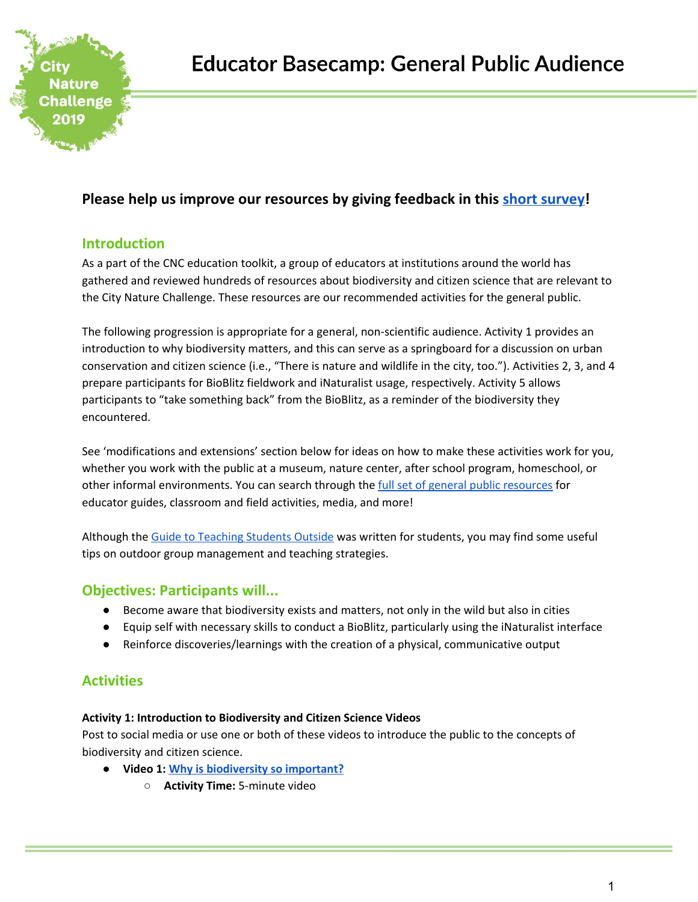# Educator Basecamp: General Public Audience

**Please help us improve our resources by giving feedback in this [short survey](#)!**

## Introduction

As a part of the CNC education toolkit, a group of educators at institutions around the world has gathered and reviewed hundreds of resources about biodiversity and citizen science that are relevant to the City Nature Challenge. These resources are our recommended activities for the general public.

The following progression is appropriate for a general, non-scientific audience. Activity 1 provides an introduction to why biodiversity matters, and this can serve as a springboard for a discussion on urban conservation and citizen science (i.e., "There is nature and wildlife in the city, too."). Activities 2, 3, and 4 prepare participants for BioBlitz fieldwork and iNaturalist usage, respectively. Activity 5 allows participants to "take something back" from the BioBlitz, as a reminder of the biodiversity they encountered.

See 'modifications and extensions' section below for ideas on how to make these activities work for you, whether you work with the public at a museum, nature center, after school program, homeschool, or other informal environments. You can search through the [full set of general public resources](#) for educator guides, classroom and field activities, media, and more!

Although the [Guide to Teaching Students Outside](#) was written for students, you may find some useful tips on outdoor group management and teaching strategies.

## Objectives: Participants will...

- Become aware that biodiversity exists and matters, not only in the wild but also in cities
- Equip self with necessary skills to conduct a BioBlitz, particularly using the iNaturalist interface
- Reinforce discoveries/learnings with the creation of a physical, communicative output

## Activities

**Activity 1: Introduction to Biodiversity and Citizen Science Videos**

Post to social media or use one or both of these videos to introduce the public to the concepts of biodiversity and citizen science.

- **Video 1: [Why is biodiversity so important?](#)**
  - **Activity Time:** 5-minute video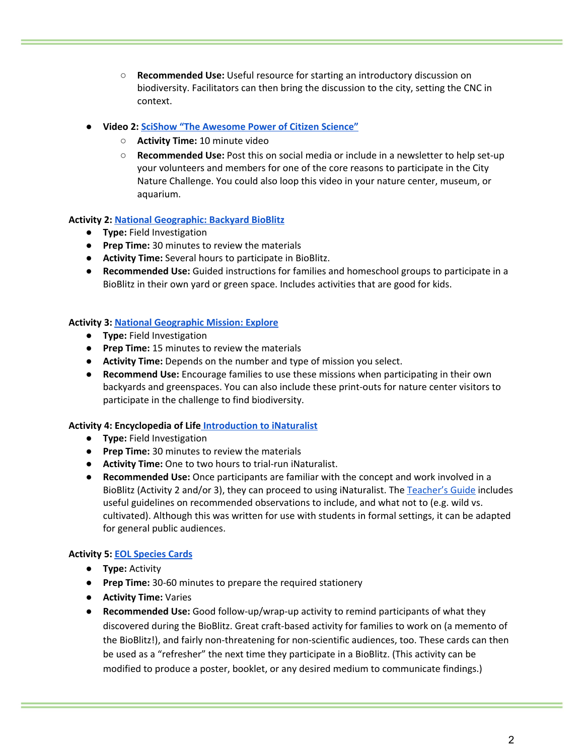- **Recommended Use:** Useful resource for starting an introductory discussion on biodiversity. Facilitators can then bring the discussion to the city, setting the CNC in context.

- **Video 2:** SciShow "The Awesome Power of Citizen Science"
    - **Activity Time:** 10 minute video
    - **Recommended Use:** Post this on social media or include in a newsletter to help set-up your volunteers and members for one of the core reasons to participate in the City Nature Challenge. You could also loop this video in your nature center, museum, or aquarium.

**Activity 2:** National Geographic: Backyard BioBlitz

- **Type:** Field Investigation
- **Prep Time:** 30 minutes to review the materials
- **Activity Time:** Several hours to participate in BioBlitz.
- **Recommended Use:** Guided instructions for families and homeschool groups to participate in a BioBlitz in their own yard or green space. Includes activities that are good for kids.

**Activity 3:** National Geographic Mission: Explore

- **Type:** Field Investigation
- **Prep Time:** 15 minutes to review the materials
- **Activity Time:** Depends on the number and type of mission you select.
- **Recommend Use:** Encourage families to use these missions when participating in their own backyards and greenspaces. You can also include these print-outs for nature center visitors to participate in the challenge to find biodiversity.

**Activity 4: Encyclopedia of Life** Introduction to iNaturalist

- **Type:** Field Investigation
- **Prep Time:** 30 minutes to review the materials
- **Activity Time:** One to two hours to trial-run iNaturalist.
- **Recommended Use:** Once participants are familiar with the concept and work involved in a BioBlitz (Activity 2 and/or 3), they can proceed to using iNaturalist. The Teacher's Guide includes useful guidelines on recommended observations to include, and what not to (e.g. wild vs. cultivated). Although this was written for use with students in formal settings, it can be adapted for general public audiences.

**Activity 5:** EOL Species Cards

- **Type:** Activity
- **Prep Time:** 30-60 minutes to prepare the required stationery
- **Activity Time:** Varies
- **Recommended Use:** Good follow-up/wrap-up activity to remind participants of what they discovered during the BioBlitz. Great craft-based activity for families to work on (a memento of the BioBlitz!), and fairly non-threatening for non-scientific audiences, too. These cards can then be used as a "refresher" the next time they participate in a BioBlitz. (This activity can be modified to produce a poster, booklet, or any desired medium to communicate findings.)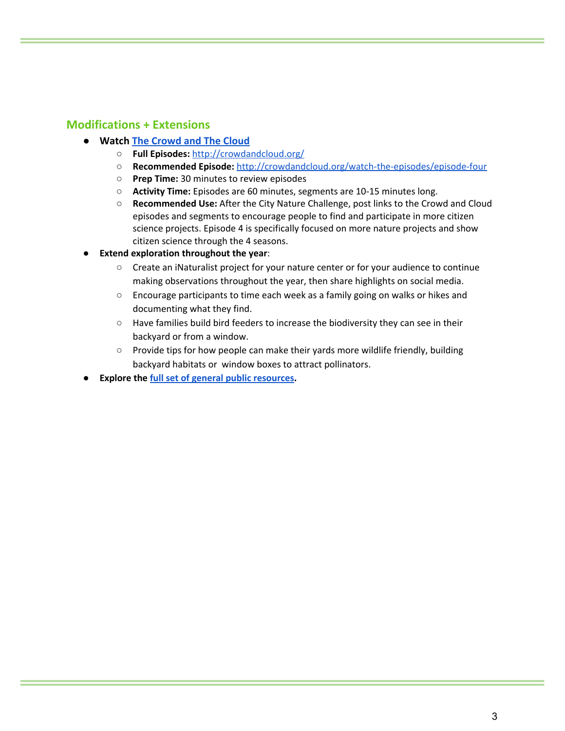## Modifications + Extensions

- **Watch [The Crowd and The Cloud](http://crowdandcloud.org/)**
  - **Full Episodes:** [http://crowdandcloud.org/](http://crowdandcloud.org/)
  - **Recommended Episode:** [http://crowdandcloud.org/watch-the-episodes/episode-four](http://crowdandcloud.org/watch-the-episodes/episode-four)
  - **Prep Time:** 30 minutes to review episodes
  - **Activity Time:** Episodes are 60 minutes, segments are 10-15 minutes long.
  - **Recommended Use:** After the City Nature Challenge, post links to the Crowd and Cloud episodes and segments to encourage people to find and participate in more citizen science projects. Episode 4 is specifically focused on more nature projects and show citizen science through the 4 seasons.
- **Extend exploration throughout the year**:
  - Create an iNaturalist project for your nature center or for your audience to continue making observations throughout the year, then share highlights on social media.
  - Encourage participants to time each week as a family going on walks or hikes and documenting what they find.
  - Have families build bird feeders to increase the biodiversity they can see in their backyard or from a window.
  - Provide tips for how people can make their yards more wildlife friendly, building backyard habitats or  window boxes to attract pollinators.
- **Explore the full set of general public resources.**